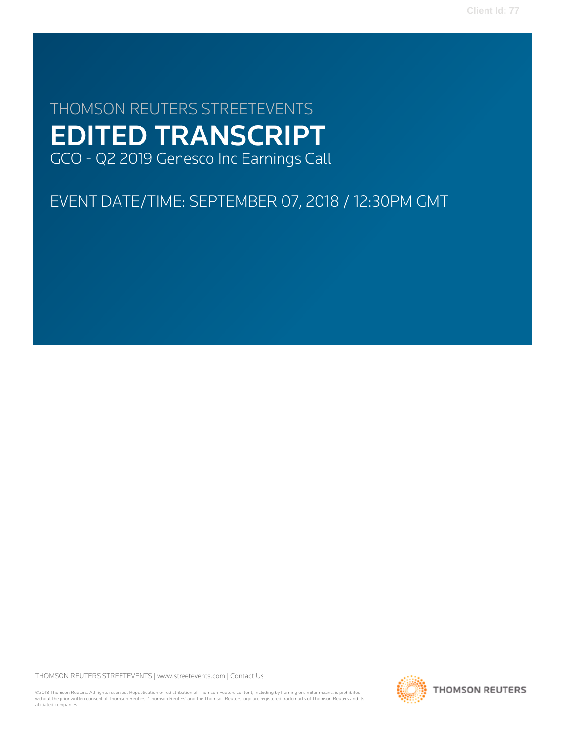THOMSON REUTERS STREETEVENTS

# EDITED TRANSCRIPT

GCO - Q2 2019 Genesco Inc Earnings Call

EVENT DATE/TIME: SEPTEMBER 07, 2018 / 12:30PM GMT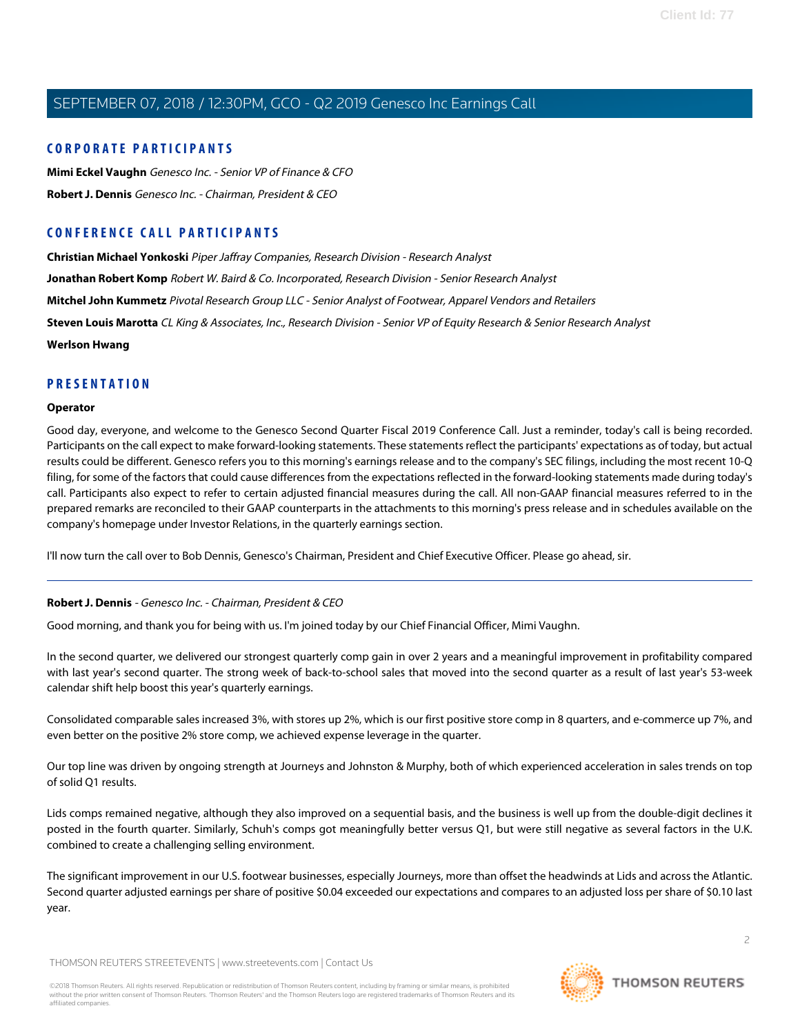## CORPORATE PARTICIPANTS

**Mimi Eckel Vaughn** *Genesco Inc. - Senior VP of Finance & CFO*

**Robert J. Dennis** *Genesco Inc. - Chairman, President & CEO*

## CONFERENCE CALL PARTICIPANTS

**Christian Michael Yonkoski** *Piper Jaffray Companies, Research Division - Research Analyst*

**Jonathan Robert Komp** *Robert W. Baird & Co. Incorporated, Research Division - Senior Research Analyst*

**Mitchel John Kummetz** *Pivotal Research Group LLC - Senior Analyst of Footwear, Apparel Vendors and Retailers*

**Steven Louis Marotta** *CL King & Associates, Inc., Research Division - Senior VP of Equity Research & Senior Research Analyst*

**Werlson Hwang**

## PRESENTATION

### Operator

Good day, everyone, and welcome to the Genesco Second Quarter Fiscal 2019 Conference Call. Just a reminder, today's call is being recorded. Participants on the call expect to make forward-looking statements. These statements reflect the participants' expectations as of today, but actual results could be different. Genesco refers you to this morning's earnings release and to the company's SEC filings, including the most recent 10-Q filing, for some of the factors that could cause differences from the expectations reflected in the forward-looking statements made during today's call. Participants also expect to refer to certain adjusted financial measures during the call. All non-GAAP financial measures referred to in the prepared remarks are reconciled to their GAAP counterparts in the attachments to this morning's press release and in schedules available on the company's homepage under Investor Relations, in the quarterly earnings section.

I'll now turn the call over to Bob Dennis, Genesco's Chairman, President and Chief Executive Officer. Please go ahead, sir.

---

### Robert J. Dennis - *Genesco Inc. - Chairman, President & CEO*

Good morning, and thank you for being with us. I'm joined today by our Chief Financial Officer, Mimi Vaughn.

In the second quarter, we delivered our strongest quarterly comp gain in over 2 years and a meaningful improvement in profitability compared with last year's second quarter. The strong week of back-to-school sales that moved into the second quarter as a result of last year's 53-week calendar shift help boost this year's quarterly earnings.

Consolidated comparable sales increased 3%, with stores up 2%, which is our first positive store comp in 8 quarters, and e-commerce up 7%, and even better on the positive 2% store comp, we achieved expense leverage in the quarter.

Our top line was driven by ongoing strength at Journeys and Johnston & Murphy, both of which experienced acceleration in sales trends on top of solid Q1 results.

Lids comps remained negative, although they also improved on a sequential basis, and the business is well up from the double-digit declines it posted in the fourth quarter. Similarly, Schuh's comps got meaningfully better versus Q1, but were still negative as several factors in the U.K. combined to create a challenging selling environment.

The significant improvement in our U.S. footwear businesses, especially Journeys, more than offset the headwinds at Lids and across the Atlantic. Second quarter adjusted earnings per share of positive $0.04 exceeded our expectations and compares to an adjusted loss per share of $0.10 last year.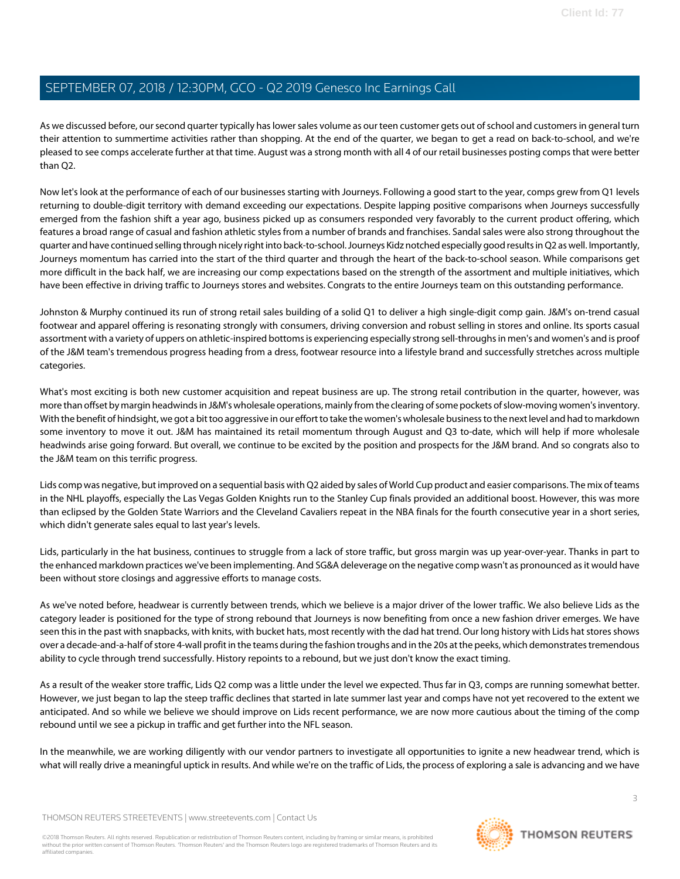As we discussed before, our second quarter typically has lower sales volume as our teen customer gets out of school and customers in general turn their attention to summertime activities rather than shopping. At the end of the quarter, we began to get a read on back-to-school, and we're pleased to see comps accelerate further at that time. August was a strong month with all 4 of our retail businesses posting comps that were better than Q2.

Now let's look at the performance of each of our businesses starting with Journeys. Following a good start to the year, comps grew from Q1 levels returning to double-digit territory with demand exceeding our expectations. Despite lapping positive comparisons when Journeys successfully emerged from the fashion shift a year ago, business picked up as consumers responded very favorably to the current product offering, which features a broad range of casual and fashion athletic styles from a number of brands and franchises. Sandal sales were also strong throughout the quarter and have continued selling through nicely right into back-to-school. Journeys Kidz notched especially good results in Q2 as well. Importantly, Journeys momentum has carried into the start of the third quarter and through the heart of the back-to-school season. While comparisons get more difficult in the back half, we are increasing our comp expectations based on the strength of the assortment and multiple initiatives, which have been effective in driving traffic to Journeys stores and websites. Congrats to the entire Journeys team on this outstanding performance.

Johnston & Murphy continued its run of strong retail sales building of a solid Q1 to deliver a high single-digit comp gain. J&M's on-trend casual footwear and apparel offering is resonating strongly with consumers, driving conversion and robust selling in stores and online. Its sports casual assortment with a variety of uppers on athletic-inspired bottoms is experiencing especially strong sell-throughs in men's and women's and is proof of the J&M team's tremendous progress heading from a dress, footwear resource into a lifestyle brand and successfully stretches across multiple categories.

What's most exciting is both new customer acquisition and repeat business are up. The strong retail contribution in the quarter, however, was more than offset by margin headwinds in J&M's wholesale operations, mainly from the clearing of some pockets of slow-moving women's inventory. With the benefit of hindsight, we got a bit too aggressive in our effort to take the women's wholesale business to the next level and had to markdown some inventory to move it out. J&M has maintained its retail momentum through August and Q3 to-date, which will help if more wholesale headwinds arise going forward. But overall, we continue to be excited by the position and prospects for the J&M brand. And so congrats also to the J&M team on this terrific progress.

Lids comp was negative, but improved on a sequential basis with Q2 aided by sales of World Cup product and easier comparisons. The mix of teams in the NHL playoffs, especially the Las Vegas Golden Knights run to the Stanley Cup finals provided an additional boost. However, this was more than eclipsed by the Golden State Warriors and the Cleveland Cavaliers repeat in the NBA finals for the fourth consecutive year in a short series, which didn't generate sales equal to last year's levels.

Lids, particularly in the hat business, continues to struggle from a lack of store traffic, but gross margin was up year-over-year. Thanks in part to the enhanced markdown practices we've been implementing. And SG&A deleverage on the negative comp wasn't as pronounced as it would have been without store closings and aggressive efforts to manage costs.

As we've noted before, headwear is currently between trends, which we believe is a major driver of the lower traffic. We also believe Lids as the category leader is positioned for the type of strong rebound that Journeys is now benefiting from once a new fashion driver emerges. We have seen this in the past with snapbacks, with knits, with bucket hats, most recently with the dad hat trend. Our long history with Lids hat stores shows over a decade-and-a-half of store 4-wall profit in the teams during the fashion troughs and in the 20s at the peeks, which demonstrates tremendous ability to cycle through trend successfully. History repoints to a rebound, but we just don't know the exact timing.

As a result of the weaker store traffic, Lids Q2 comp was a little under the level we expected. Thus far in Q3, comps are running somewhat better. However, we just began to lap the steep traffic declines that started in late summer last year and comps have not yet recovered to the extent we anticipated. And so while we believe we should improve on Lids recent performance, we are now more cautious about the timing of the comp rebound until we see a pickup in traffic and get further into the NFL season.

In the meanwhile, we are working diligently with our vendor partners to investigate all opportunities to ignite a new headwear trend, which is what will really drive a meaningful uptick in results. And while we're on the traffic of Lids, the process of exploring a sale is advancing and we have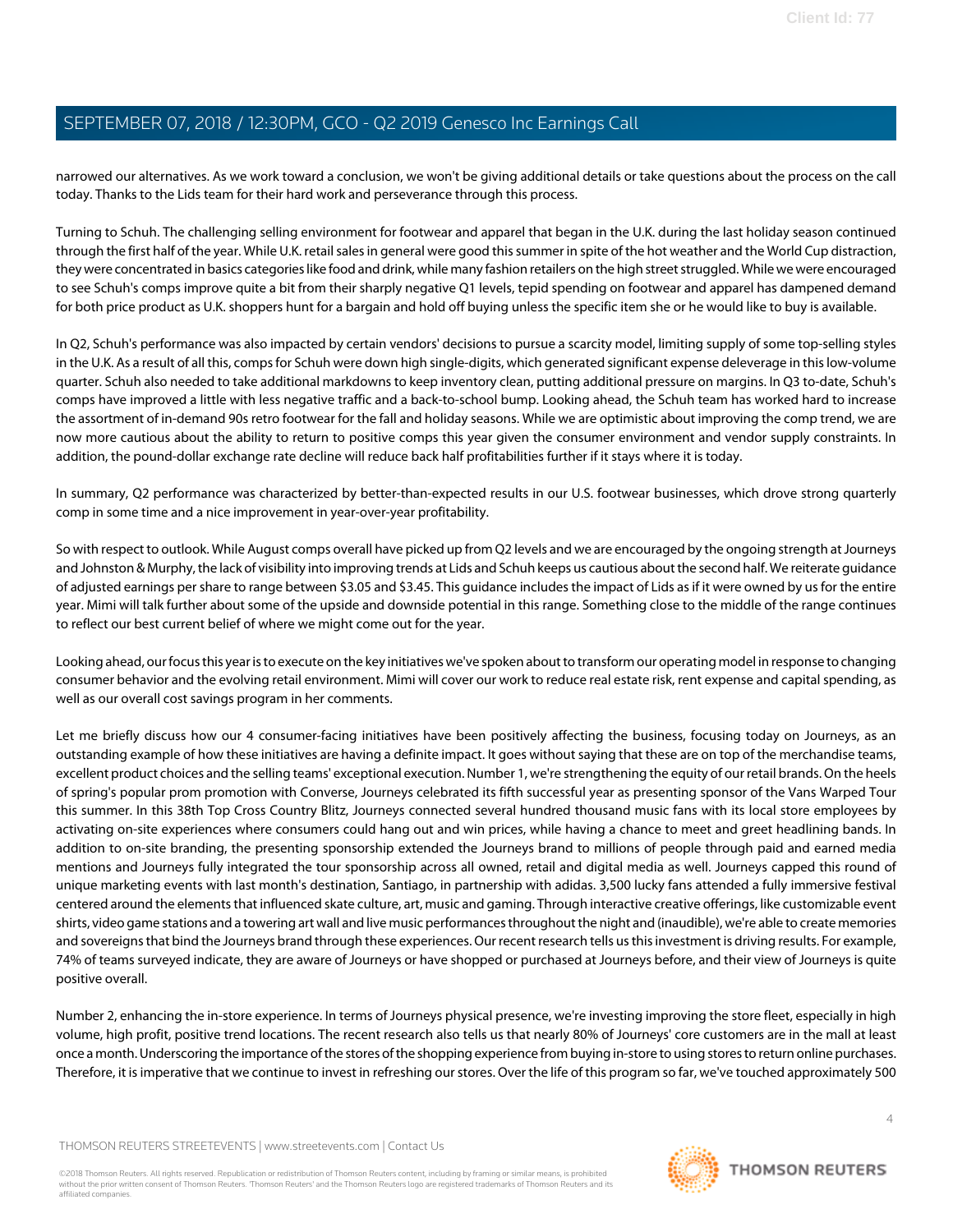narrowed our alternatives. As we work toward a conclusion, we won't be giving additional details or take questions about the process on the call today. Thanks to the Lids team for their hard work and perseverance through this process.

Turning to Schuh. The challenging selling environment for footwear and apparel that began in the U.K. during the last holiday season continued through the first half of the year. While U.K. retail sales in general were good this summer in spite of the hot weather and the World Cup distraction, they were concentrated in basics categories like food and drink, while many fashion retailers on the high street struggled. While we were encouraged to see Schuh's comps improve quite a bit from their sharply negative Q1 levels, tepid spending on footwear and apparel has dampened demand for both price product as U.K. shoppers hunt for a bargain and hold off buying unless the specific item she or he would like to buy is available.

In Q2, Schuh's performance was also impacted by certain vendors' decisions to pursue a scarcity model, limiting supply of some top-selling styles in the U.K. As a result of all this, comps for Schuh were down high single-digits, which generated significant expense deleverage in this low-volume quarter. Schuh also needed to take additional markdowns to keep inventory clean, putting additional pressure on margins. In Q3 to-date, Schuh's comps have improved a little with less negative traffic and a back-to-school bump. Looking ahead, the Schuh team has worked hard to increase the assortment of in-demand 90s retro footwear for the fall and holiday seasons. While we are optimistic about improving the comp trend, we are now more cautious about the ability to return to positive comps this year given the consumer environment and vendor supply constraints. In addition, the pound-dollar exchange rate decline will reduce back half profitabilities further if it stays where it is today.

In summary, Q2 performance was characterized by better-than-expected results in our U.S. footwear businesses, which drove strong quarterly comp in some time and a nice improvement in year-over-year profitability.

So with respect to outlook. While August comps overall have picked up from Q2 levels and we are encouraged by the ongoing strength at Journeys and Johnston & Murphy, the lack of visibility into improving trends at Lids and Schuh keeps us cautious about the second half. We reiterate guidance of adjusted earnings per share to range between $3.05 and $3.45. This guidance includes the impact of Lids as if it were owned by us for the entire year. Mimi will talk further about some of the upside and downside potential in this range. Something close to the middle of the range continues to reflect our best current belief of where we might come out for the year.

Looking ahead, our focus this year is to execute on the key initiatives we've spoken about to transform our operating model in response to changing consumer behavior and the evolving retail environment. Mimi will cover our work to reduce real estate risk, rent expense and capital spending, as well as our overall cost savings program in her comments.

Let me briefly discuss how our 4 consumer-facing initiatives have been positively affecting the business, focusing today on Journeys, as an outstanding example of how these initiatives are having a definite impact. It goes without saying that these are on top of the merchandise teams, excellent product choices and the selling teams' exceptional execution. Number 1, we're strengthening the equity of our retail brands. On the heels of spring's popular prom promotion with Converse, Journeys celebrated its fifth successful year as presenting sponsor of the Vans Warped Tour this summer. In this 38th Top Cross Country Blitz, Journeys connected several hundred thousand music fans with its local store employees by activating on-site experiences where consumers could hang out and win prices, while having a chance to meet and greet headlining bands. In addition to on-site branding, the presenting sponsorship extended the Journeys brand to millions of people through paid and earned media mentions and Journeys fully integrated the tour sponsorship across all owned, retail and digital media as well. Journeys capped this round of unique marketing events with last month's destination, Santiago, in partnership with adidas. 3,500 lucky fans attended a fully immersive festival centered around the elements that influenced skate culture, art, music and gaming. Through interactive creative offerings, like customizable event shirts, video game stations and a towering art wall and live music performances throughout the night and (inaudible), we're able to create memories and sovereigns that bind the Journeys brand through these experiences. Our recent research tells us this investment is driving results. For example, 74% of teams surveyed indicate, they are aware of Journeys or have shopped or purchased at Journeys before, and their view of Journeys is quite positive overall.

Number 2, enhancing the in-store experience. In terms of Journeys physical presence, we're investing improving the store fleet, especially in high volume, high profit, positive trend locations. The recent research also tells us that nearly 80% of Journeys' core customers are in the mall at least once a month. Underscoring the importance of the stores of the shopping experience from buying in-store to using stores to return online purchases. Therefore, it is imperative that we continue to invest in refreshing our stores. Over the life of this program so far, we've touched approximately 500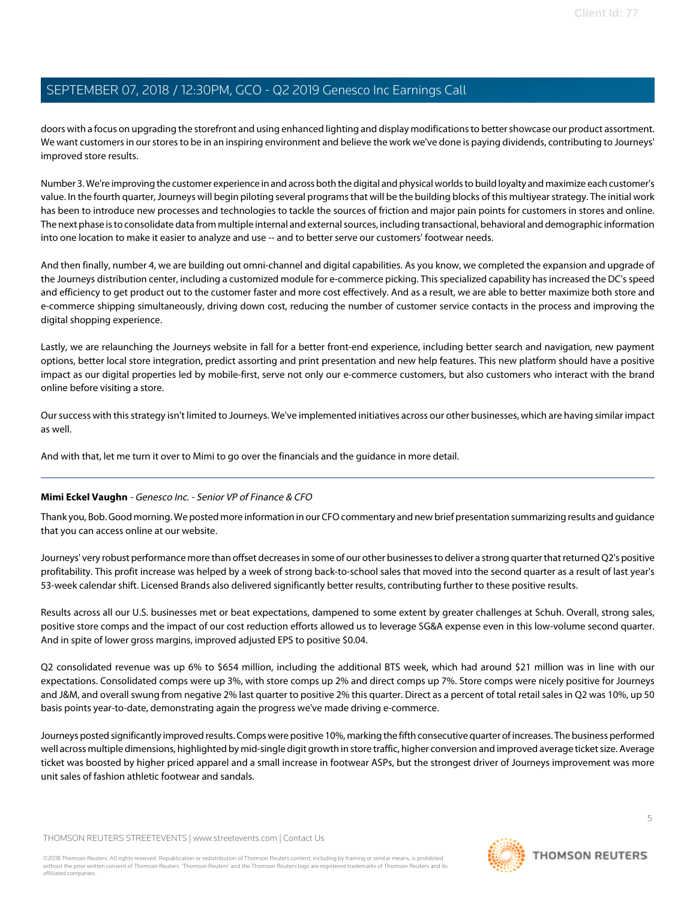doors with a focus on upgrading the storefront and using enhanced lighting and display modifications to better showcase our product assortment. We want customers in our stores to be in an inspiring environment and believe the work we've done is paying dividends, contributing to Journeys' improved store results.

Number 3. We're improving the customer experience in and across both the digital and physical worlds to build loyalty and maximize each customer's value. In the fourth quarter, Journeys will begin piloting several programs that will be the building blocks of this multiyear strategy. The initial work has been to introduce new processes and technologies to tackle the sources of friction and major pain points for customers in stores and online. The next phase is to consolidate data from multiple internal and external sources, including transactional, behavioral and demographic information into one location to make it easier to analyze and use -- and to better serve our customers' footwear needs.

And then finally, number 4, we are building out omni-channel and digital capabilities. As you know, we completed the expansion and upgrade of the Journeys distribution center, including a customized module for e-commerce picking. This specialized capability has increased the DC's speed and efficiency to get product out to the customer faster and more cost effectively. And as a result, we are able to better maximize both store and e-commerce shipping simultaneously, driving down cost, reducing the number of customer service contacts in the process and improving the digital shopping experience.

Lastly, we are relaunching the Journeys website in fall for a better front-end experience, including better search and navigation, new payment options, better local store integration, predict assorting and print presentation and new help features. This new platform should have a positive impact as our digital properties led by mobile-first, serve not only our e-commerce customers, but also customers who interact with the brand online before visiting a store.

Our success with this strategy isn't limited to Journeys. We've implemented initiatives across our other businesses, which are having similar impact as well.

And with that, let me turn it over to Mimi to go over the financials and the guidance in more detail.

---

**Mimi Eckel Vaughn** - *Genesco Inc. - Senior VP of Finance & CFO*

Thank you, Bob. Good morning. We posted more information in our CFO commentary and new brief presentation summarizing results and guidance that you can access online at our website.

Journeys' very robust performance more than offset decreases in some of our other businesses to deliver a strong quarter that returned Q2's positive profitability. This profit increase was helped by a week of strong back-to-school sales that moved into the second quarter as a result of last year's 53-week calendar shift. Licensed Brands also delivered significantly better results, contributing further to these positive results.

Results across all our U.S. businesses met or beat expectations, dampened to some extent by greater challenges at Schuh. Overall, strong sales, positive store comps and the impact of our cost reduction efforts allowed us to leverage SG&A expense even in this low-volume second quarter. And in spite of lower gross margins, improved adjusted EPS to positive $0.04.

Q2 consolidated revenue was up 6% to $654 million, including the additional BTS week, which had around $21 million was in line with our expectations. Consolidated comps were up 3%, with store comps up 2% and direct comps up 7%. Store comps were nicely positive for Journeys and J&M, and overall swung from negative 2% last quarter to positive 2% this quarter. Direct as a percent of total retail sales in Q2 was 10%, up 50 basis points year-to-date, demonstrating again the progress we've made driving e-commerce.

Journeys posted significantly improved results. Comps were positive 10%, marking the fifth consecutive quarter of increases. The business performed well across multiple dimensions, highlighted by mid-single digit growth in store traffic, higher conversion and improved average ticket size. Average ticket was boosted by higher priced apparel and a small increase in footwear ASPs, but the strongest driver of Journeys improvement was more unit sales of fashion athletic footwear and sandals.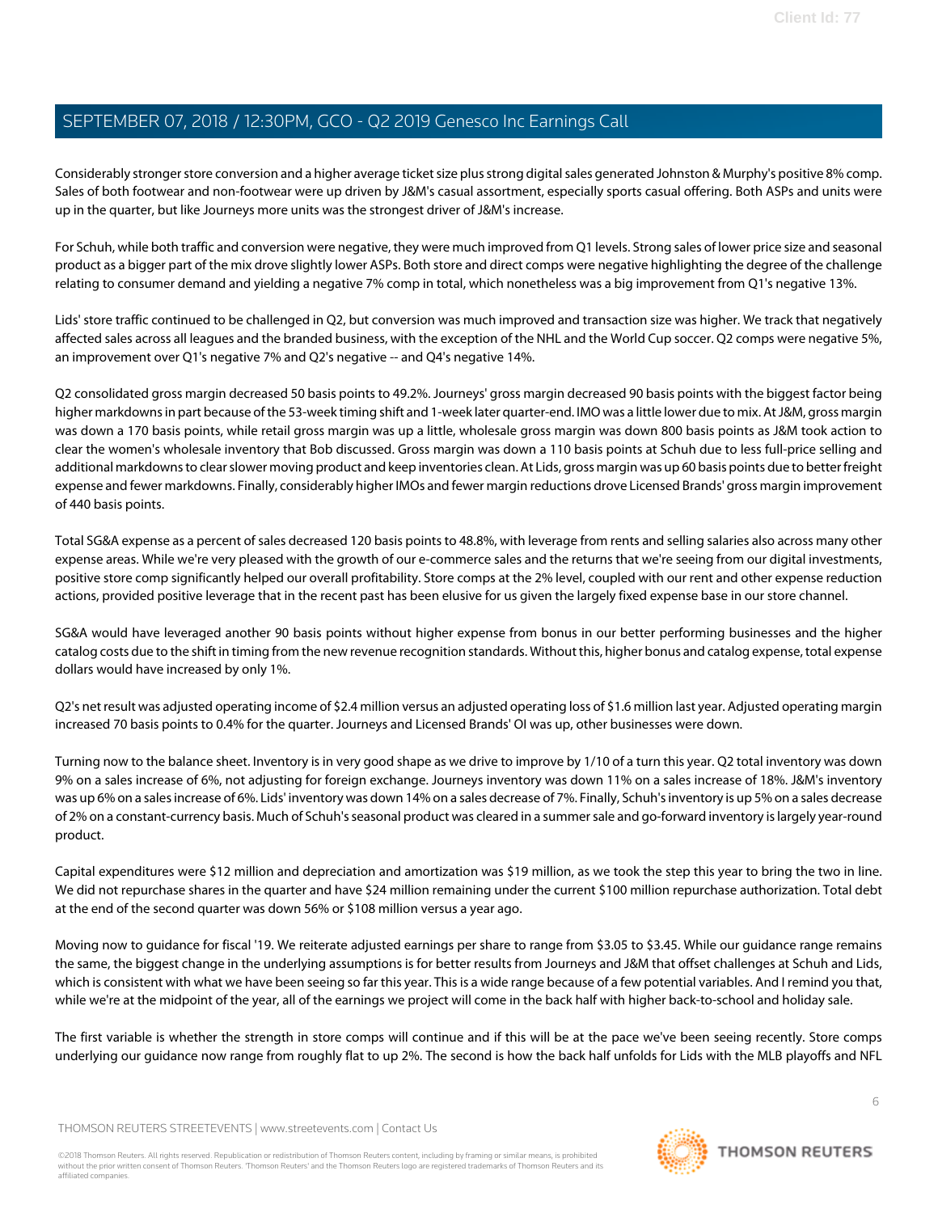Considerably stronger store conversion and a higher average ticket size plus strong digital sales generated Johnston & Murphy's positive 8% comp. Sales of both footwear and non-footwear were up driven by J&M's casual assortment, especially sports casual offering. Both ASPs and units were up in the quarter, but like Journeys more units was the strongest driver of J&M's increase.

For Schuh, while both traffic and conversion were negative, they were much improved from Q1 levels. Strong sales of lower price size and seasonal product as a bigger part of the mix drove slightly lower ASPs. Both store and direct comps were negative highlighting the degree of the challenge relating to consumer demand and yielding a negative 7% comp in total, which nonetheless was a big improvement from Q1's negative 13%.

Lids' store traffic continued to be challenged in Q2, but conversion was much improved and transaction size was higher. We track that negatively affected sales across all leagues and the branded business, with the exception of the NHL and the World Cup soccer. Q2 comps were negative 5%, an improvement over Q1's negative 7% and Q2's negative -- and Q4's negative 14%.

Q2 consolidated gross margin decreased 50 basis points to 49.2%. Journeys' gross margin decreased 90 basis points with the biggest factor being higher markdowns in part because of the 53-week timing shift and 1-week later quarter-end. IMO was a little lower due to mix. At J&M, gross margin was down a 170 basis points, while retail gross margin was up a little, wholesale gross margin was down 800 basis points as J&M took action to clear the women's wholesale inventory that Bob discussed. Gross margin was down a 110 basis points at Schuh due to less full-price selling and additional markdowns to clear slower moving product and keep inventories clean. At Lids, gross margin was up 60 basis points due to better freight expense and fewer markdowns. Finally, considerably higher IMOs and fewer margin reductions drove Licensed Brands' gross margin improvement of 440 basis points.

Total SG&A expense as a percent of sales decreased 120 basis points to 48.8%, with leverage from rents and selling salaries also across many other expense areas. While we're very pleased with the growth of our e-commerce sales and the returns that we're seeing from our digital investments, positive store comp significantly helped our overall profitability. Store comps at the 2% level, coupled with our rent and other expense reduction actions, provided positive leverage that in the recent past has been elusive for us given the largely fixed expense base in our store channel.

SG&A would have leveraged another 90 basis points without higher expense from bonus in our better performing businesses and the higher catalog costs due to the shift in timing from the new revenue recognition standards. Without this, higher bonus and catalog expense, total expense dollars would have increased by only 1%.

Q2's net result was adjusted operating income of $2.4 million versus an adjusted operating loss of $1.6 million last year. Adjusted operating margin increased 70 basis points to 0.4% for the quarter. Journeys and Licensed Brands' OI was up, other businesses were down.

Turning now to the balance sheet. Inventory is in very good shape as we drive to improve by 1/10 of a turn this year. Q2 total inventory was down 9% on a sales increase of 6%, not adjusting for foreign exchange. Journeys inventory was down 11% on a sales increase of 18%. J&M's inventory was up 6% on a sales increase of 6%. Lids' inventory was down 14% on a sales decrease of 7%. Finally, Schuh's inventory is up 5% on a sales decrease of 2% on a constant-currency basis. Much of Schuh's seasonal product was cleared in a summer sale and go-forward inventory is largely year-round product.

Capital expenditures were $12 million and depreciation and amortization was $19 million, as we took the step this year to bring the two in line. We did not repurchase shares in the quarter and have $24 million remaining under the current $100 million repurchase authorization. Total debt at the end of the second quarter was down 56% or $108 million versus a year ago.

Moving now to guidance for fiscal '19. We reiterate adjusted earnings per share to range from $3.05 to $3.45. While our guidance range remains the same, the biggest change in the underlying assumptions is for better results from Journeys and J&M that offset challenges at Schuh and Lids, which is consistent with what we have been seeing so far this year. This is a wide range because of a few potential variables. And I remind you that, while we're at the midpoint of the year, all of the earnings we project will come in the back half with higher back-to-school and holiday sale.

The first variable is whether the strength in store comps will continue and if this will be at the pace we've been seeing recently. Store comps underlying our guidance now range from roughly flat to up 2%. The second is how the back half unfolds for Lids with the MLB playoffs and NFL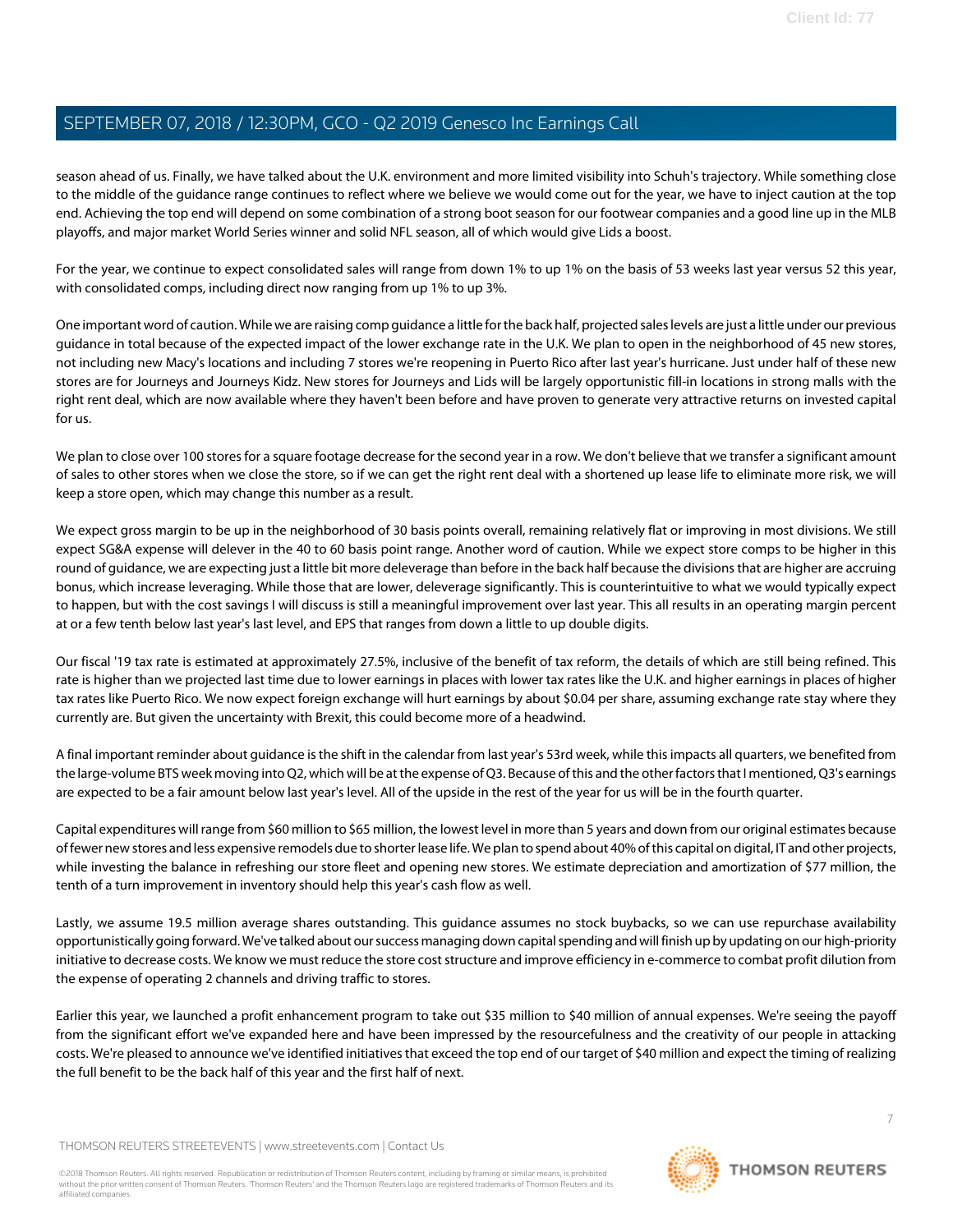season ahead of us. Finally, we have talked about the U.K. environment and more limited visibility into Schuh's trajectory. While something close to the middle of the guidance range continues to reflect where we believe we would come out for the year, we have to inject caution at the top end. Achieving the top end will depend on some combination of a strong boot season for our footwear companies and a good line up in the MLB playoffs, and major market World Series winner and solid NFL season, all of which would give Lids a boost.

For the year, we continue to expect consolidated sales will range from down 1% to up 1% on the basis of 53 weeks last year versus 52 this year, with consolidated comps, including direct now ranging from up 1% to up 3%.

One important word of caution. While we are raising comp guidance a little for the back half, projected sales levels are just a little under our previous guidance in total because of the expected impact of the lower exchange rate in the U.K. We plan to open in the neighborhood of 45 new stores, not including new Macy's locations and including 7 stores we're reopening in Puerto Rico after last year's hurricane. Just under half of these new stores are for Journeys and Journeys Kidz. New stores for Journeys and Lids will be largely opportunistic fill-in locations in strong malls with the right rent deal, which are now available where they haven't been before and have proven to generate very attractive returns on invested capital for us.

We plan to close over 100 stores for a square footage decrease for the second year in a row. We don't believe that we transfer a significant amount of sales to other stores when we close the store, so if we can get the right rent deal with a shortened up lease life to eliminate more risk, we will keep a store open, which may change this number as a result.

We expect gross margin to be up in the neighborhood of 30 basis points overall, remaining relatively flat or improving in most divisions. We still expect SG&A expense will delever in the 40 to 60 basis point range. Another word of caution. While we expect store comps to be higher in this round of guidance, we are expecting just a little bit more deleverage than before in the back half because the divisions that are higher are accruing bonus, which increase leveraging. While those that are lower, deleverage significantly. This is counterintuitive to what we would typically expect to happen, but with the cost savings I will discuss is still a meaningful improvement over last year. This all results in an operating margin percent at or a few tenth below last year's last level, and EPS that ranges from down a little to up double digits.

Our fiscal '19 tax rate is estimated at approximately 27.5%, inclusive of the benefit of tax reform, the details of which are still being refined. This rate is higher than we projected last time due to lower earnings in places with lower tax rates like the U.K. and higher earnings in places of higher tax rates like Puerto Rico. We now expect foreign exchange will hurt earnings by about $0.04 per share, assuming exchange rate stay where they currently are. But given the uncertainty with Brexit, this could become more of a headwind.

A final important reminder about guidance is the shift in the calendar from last year's 53rd week, while this impacts all quarters, we benefited from the large-volume BTS week moving into Q2, which will be at the expense of Q3. Because of this and the other factors that I mentioned, Q3's earnings are expected to be a fair amount below last year's level. All of the upside in the rest of the year for us will be in the fourth quarter.

Capital expenditures will range from $60 million to $65 million, the lowest level in more than 5 years and down from our original estimates because of fewer new stores and less expensive remodels due to shorter lease life. We plan to spend about 40% of this capital on digital, IT and other projects, while investing the balance in refreshing our store fleet and opening new stores. We estimate depreciation and amortization of $77 million, the tenth of a turn improvement in inventory should help this year's cash flow as well.

Lastly, we assume 19.5 million average shares outstanding. This guidance assumes no stock buybacks, so we can use repurchase availability opportunistically going forward. We've talked about our success managing down capital spending and will finish up by updating on our high-priority initiative to decrease costs. We know we must reduce the store cost structure and improve efficiency in e-commerce to combat profit dilution from the expense of operating 2 channels and driving traffic to stores.

Earlier this year, we launched a profit enhancement program to take out $35 million to $40 million of annual expenses. We're seeing the payoff from the significant effort we've expanded here and have been impressed by the resourcefulness and the creativity of our people in attacking costs. We're pleased to announce we've identified initiatives that exceed the top end of our target of $40 million and expect the timing of realizing the full benefit to be the back half of this year and the first half of next.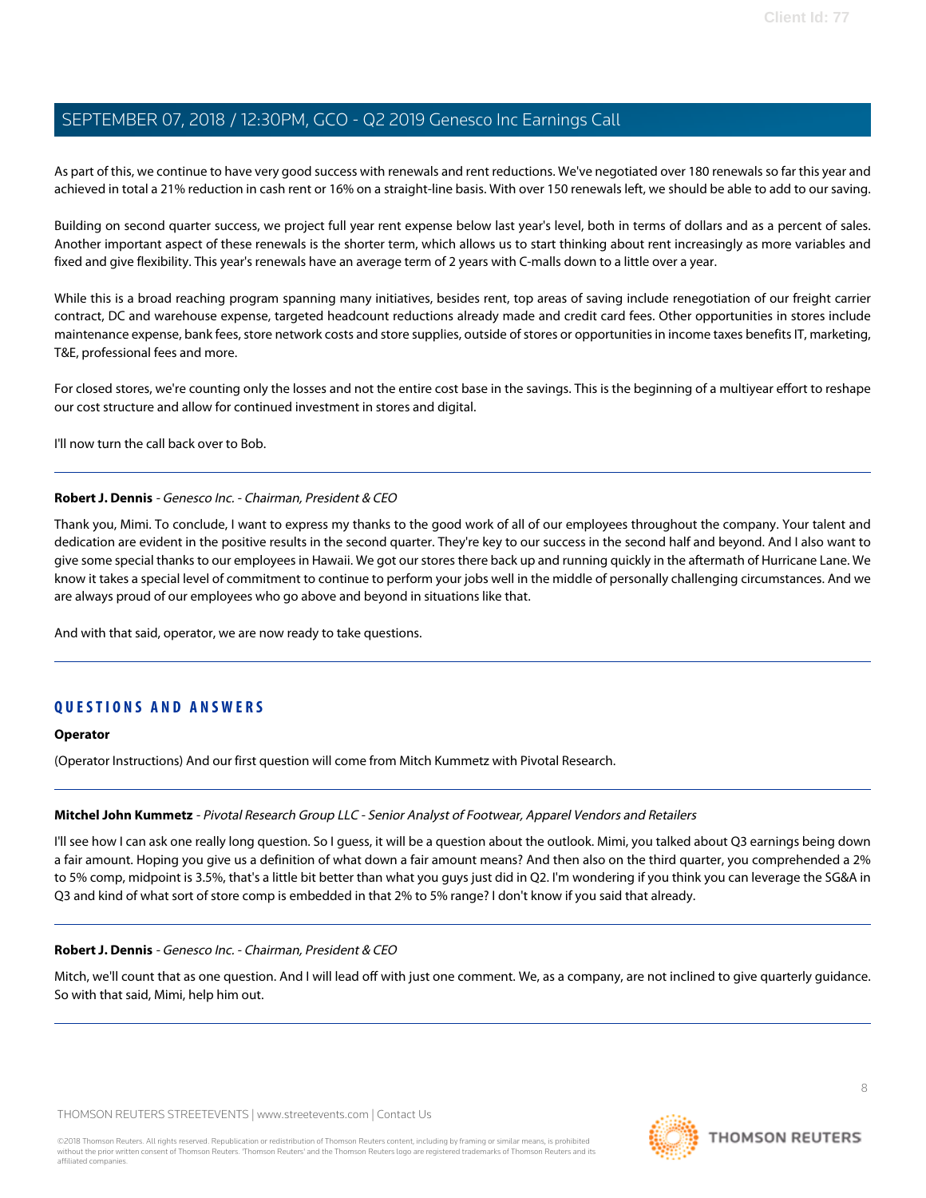As part of this, we continue to have very good success with renewals and rent reductions. We've negotiated over 180 renewals so far this year and achieved in total a 21% reduction in cash rent or 16% on a straight-line basis. With over 150 renewals left, we should be able to add to our saving.

Building on second quarter success, we project full year rent expense below last year's level, both in terms of dollars and as a percent of sales. Another important aspect of these renewals is the shorter term, which allows us to start thinking about rent increasingly as more variables and fixed and give flexibility. This year's renewals have an average term of 2 years with C-malls down to a little over a year.

While this is a broad reaching program spanning many initiatives, besides rent, top areas of saving include renegotiation of our freight carrier contract, DC and warehouse expense, targeted headcount reductions already made and credit card fees. Other opportunities in stores include maintenance expense, bank fees, store network costs and store supplies, outside of stores or opportunities in income taxes benefits IT, marketing, T&E, professional fees and more.

For closed stores, we're counting only the losses and not the entire cost base in the savings. This is the beginning of a multiyear effort to reshape our cost structure and allow for continued investment in stores and digital.

I'll now turn the call back over to Bob.

---

**Robert J. Dennis** - *Genesco Inc. - Chairman, President & CEO*

Thank you, Mimi. To conclude, I want to express my thanks to the good work of all of our employees throughout the company. Your talent and dedication are evident in the positive results in the second quarter. They're key to our success in the second half and beyond. And I also want to give some special thanks to our employees in Hawaii. We got our stores there back up and running quickly in the aftermath of Hurricane Lane. We know it takes a special level of commitment to continue to perform your jobs well in the middle of personally challenging circumstances. And we are always proud of our employees who go above and beyond in situations like that.

And with that said, operator, we are now ready to take questions.

---

## QUESTIONS AND ANSWERS

**Operator**

(Operator Instructions) And our first question will come from Mitch Kummetz with Pivotal Research.

---

**Mitchel John Kummetz** - *Pivotal Research Group LLC - Senior Analyst of Footwear, Apparel Vendors and Retailers*

I'll see how I can ask one really long question. So I guess, it will be a question about the outlook. Mimi, you talked about Q3 earnings being down a fair amount. Hoping you give us a definition of what down a fair amount means? And then also on the third quarter, you comprehended a 2% to 5% comp, midpoint is 3.5%, that's a little bit better than what you guys just did in Q2. I'm wondering if you think you can leverage the SG&A in Q3 and kind of what sort of store comp is embedded in that 2% to 5% range? I don't know if you said that already.

---

**Robert J. Dennis** - *Genesco Inc. - Chairman, President & CEO*

Mitch, we'll count that as one question. And I will lead off with just one comment. We, as a company, are not inclined to give quarterly guidance. So with that said, Mimi, help him out.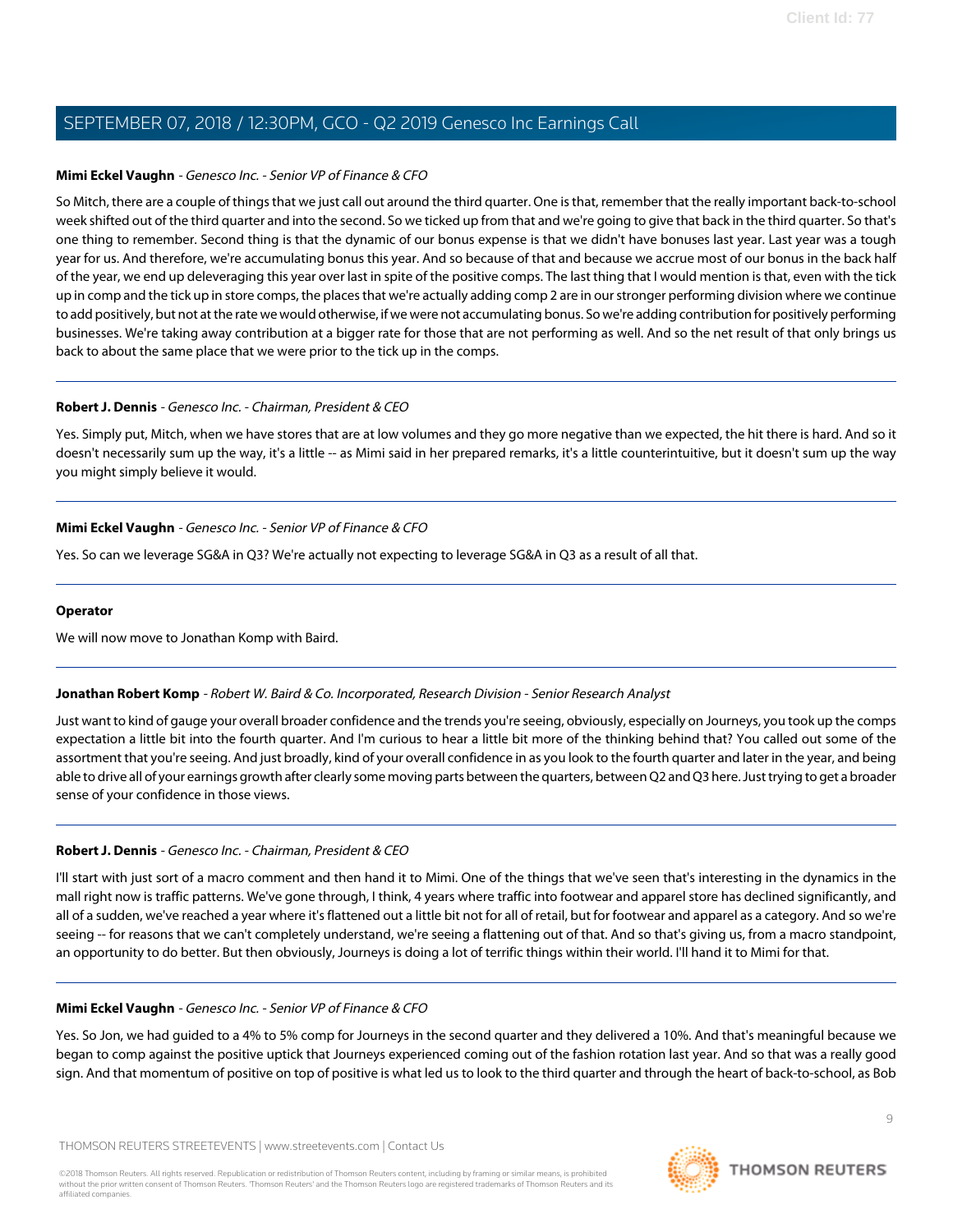**Mimi Eckel Vaughn** - *Genesco Inc. - Senior VP of Finance & CFO*

So Mitch, there are a couple of things that we just call out around the third quarter. One is that, remember that the really important back-to-school week shifted out of the third quarter and into the second. So we ticked up from that and we're going to give that back in the third quarter. So that's one thing to remember. Second thing is that the dynamic of our bonus expense is that we didn't have bonuses last year. Last year was a tough year for us. And therefore, we're accumulating bonus this year. And so because of that and because we accrue most of our bonus in the back half of the year, we end up deleveraging this year over last in spite of the positive comps. The last thing that I would mention is that, even with the tick up in comp and the tick up in store comps, the places that we're actually adding comp 2 are in our stronger performing division where we continue to add positively, but not at the rate we would otherwise, if we were not accumulating bonus. So we're adding contribution for positively performing businesses. We're taking away contribution at a bigger rate for those that are not performing as well. And so the net result of that only brings us back to about the same place that we were prior to the tick up in the comps.

---

**Robert J. Dennis** - *Genesco Inc. - Chairman, President & CEO*

Yes. Simply put, Mitch, when we have stores that are at low volumes and they go more negative than we expected, the hit there is hard. And so it doesn't necessarily sum up the way, it's a little -- as Mimi said in her prepared remarks, it's a little counterintuitive, but it doesn't sum up the way you might simply believe it would.

---

**Mimi Eckel Vaughn** - *Genesco Inc. - Senior VP of Finance & CFO*

Yes. So can we leverage SG&A in Q3? We're actually not expecting to leverage SG&A in Q3 as a result of all that.

---

**Operator**

We will now move to Jonathan Komp with Baird.

---

**Jonathan Robert Komp** - *Robert W. Baird & Co. Incorporated, Research Division - Senior Research Analyst*

Just want to kind of gauge your overall broader confidence and the trends you're seeing, obviously, especially on Journeys, you took up the comps expectation a little bit into the fourth quarter. And I'm curious to hear a little bit more of the thinking behind that? You called out some of the assortment that you're seeing. And just broadly, kind of your overall confidence in as you look to the fourth quarter and later in the year, and being able to drive all of your earnings growth after clearly some moving parts between the quarters, between Q2 and Q3 here. Just trying to get a broader sense of your confidence in those views.

---

**Robert J. Dennis** - *Genesco Inc. - Chairman, President & CEO*

I'll start with just sort of a macro comment and then hand it to Mimi. One of the things that we've seen that's interesting in the dynamics in the mall right now is traffic patterns. We've gone through, I think, 4 years where traffic into footwear and apparel store has declined significantly, and all of a sudden, we've reached a year where it's flattened out a little bit not for all of retail, but for footwear and apparel as a category. And so we're seeing -- for reasons that we can't completely understand, we're seeing a flattening out of that. And so that's giving us, from a macro standpoint, an opportunity to do better. But then obviously, Journeys is doing a lot of terrific things within their world. I'll hand it to Mimi for that.

---

**Mimi Eckel Vaughn** - *Genesco Inc. - Senior VP of Finance & CFO*

Yes. So Jon, we had guided to a 4% to 5% comp for Journeys in the second quarter and they delivered a 10%. And that's meaningful because we began to comp against the positive uptick that Journeys experienced coming out of the fashion rotation last year. And so that was a really good sign. And that momentum of positive on top of positive is what led us to look to the third quarter and through the heart of back-to-school, as Bob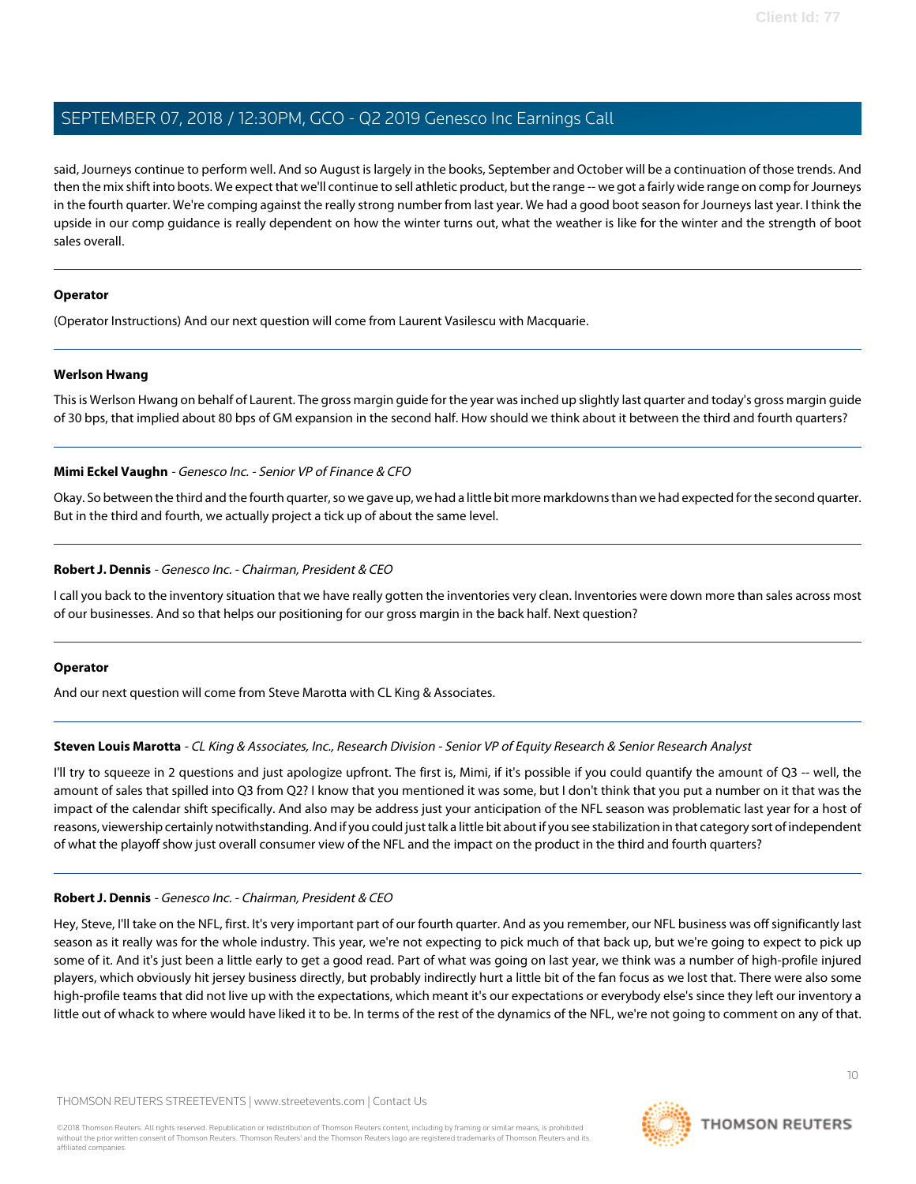said, Journeys continue to perform well. And so August is largely in the books, September and October will be a continuation of those trends. And then the mix shift into boots. We expect that we'll continue to sell athletic product, but the range -- we got a fairly wide range on comp for Journeys in the fourth quarter. We're comping against the really strong number from last year. We had a good boot season for Journeys last year. I think the upside in our comp guidance is really dependent on how the winter turns out, what the weather is like for the winter and the strength of boot sales overall.

---

**Operator**

(Operator Instructions) And our next question will come from Laurent Vasilescu with Macquarie.

---

**Werlson Hwang**

This is Werlson Hwang on behalf of Laurent. The gross margin guide for the year was inched up slightly last quarter and today's gross margin guide of 30 bps, that implied about 80 bps of GM expansion in the second half. How should we think about it between the third and fourth quarters?

---

**Mimi Eckel Vaughn** - *Genesco Inc. - Senior VP of Finance & CFO*

Okay. So between the third and the fourth quarter, so we gave up, we had a little bit more markdowns than we had expected for the second quarter. But in the third and fourth, we actually project a tick up of about the same level.

---

**Robert J. Dennis** - *Genesco Inc. - Chairman, President & CEO*

I call you back to the inventory situation that we have really gotten the inventories very clean. Inventories were down more than sales across most of our businesses. And so that helps our positioning for our gross margin in the back half. Next question?

---

**Operator**

And our next question will come from Steve Marotta with CL King & Associates.

---

**Steven Louis Marotta** - *CL King & Associates, Inc., Research Division - Senior VP of Equity Research & Senior Research Analyst*

I'll try to squeeze in 2 questions and just apologize upfront. The first is, Mimi, if it's possible if you could quantify the amount of Q3 -- well, the amount of sales that spilled into Q3 from Q2? I know that you mentioned it was some, but I don't think that you put a number on it that was the impact of the calendar shift specifically. And also may be address just your anticipation of the NFL season was problematic last year for a host of reasons, viewership certainly notwithstanding. And if you could just talk a little bit about if you see stabilization in that category sort of independent of what the playoff show just overall consumer view of the NFL and the impact on the product in the third and fourth quarters?

---

**Robert J. Dennis** - *Genesco Inc. - Chairman, President & CEO*

Hey, Steve, I'll take on the NFL, first. It's very important part of our fourth quarter. And as you remember, our NFL business was off significantly last season as it really was for the whole industry. This year, we're not expecting to pick much of that back up, but we're going to expect to pick up some of it. And it's just been a little early to get a good read. Part of what was going on last year, we think was a number of high-profile injured players, which obviously hit jersey business directly, but probably indirectly hurt a little bit of the fan focus as we lost that. There were also some high-profile teams that did not live up with the expectations, which meant it's our expectations or everybody else's since they left our inventory a little out of whack to where would have liked it to be. In terms of the rest of the dynamics of the NFL, we're not going to comment on any of that.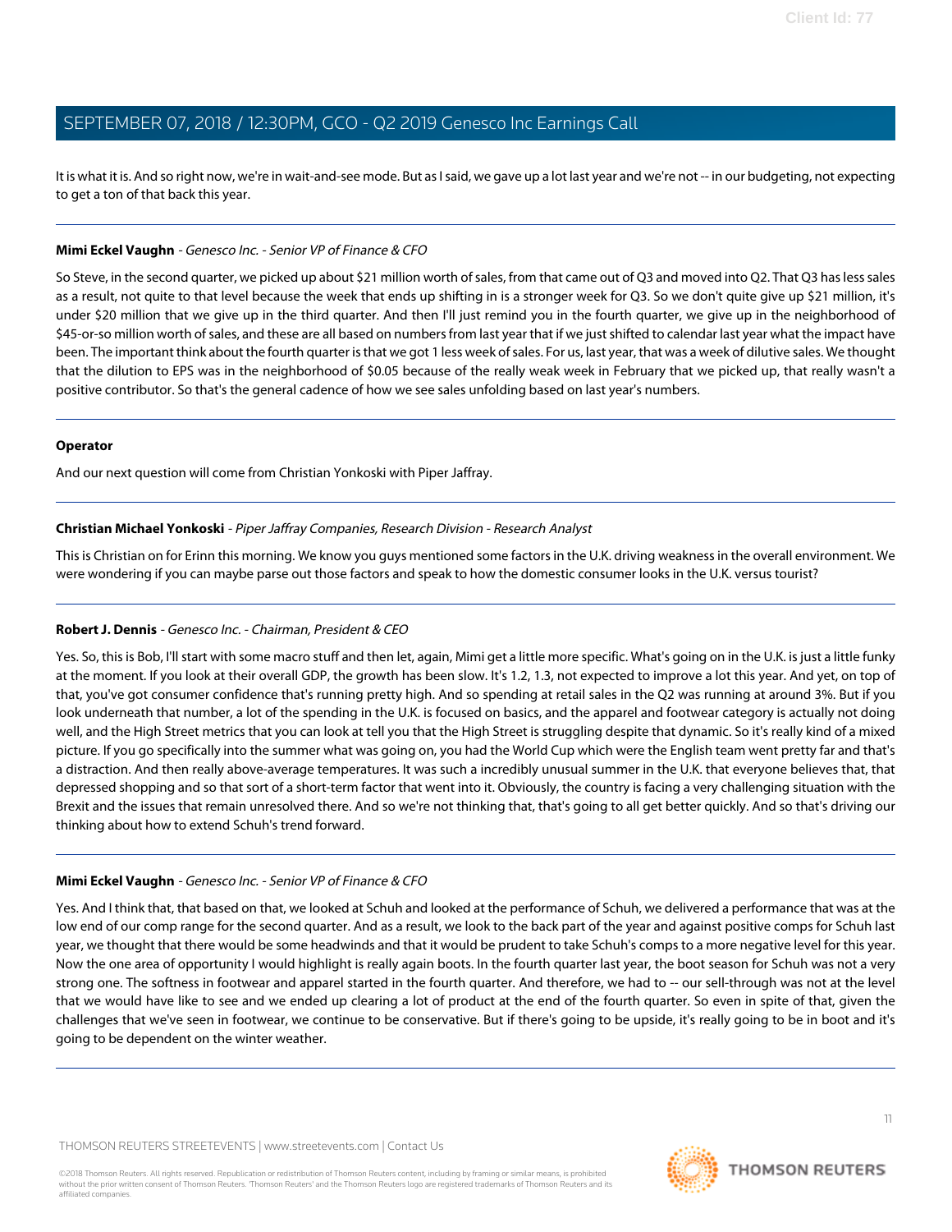It is what it is. And so right now, we're in wait-and-see mode. But as I said, we gave up a lot last year and we're not -- in our budgeting, not expecting to get a ton of that back this year.

---

**Mimi Eckel Vaughn** - *Genesco Inc. - Senior VP of Finance & CFO*

So Steve, in the second quarter, we picked up about $21 million worth of sales, from that came out of Q3 and moved into Q2. That Q3 has less sales as a result, not quite to that level because the week that ends up shifting in is a stronger week for Q3. So we don't quite give up $21 million, it's under $20 million that we give up in the third quarter. And then I'll just remind you in the fourth quarter, we give up in the neighborhood of $45-or-so million worth of sales, and these are all based on numbers from last year that if we just shifted to calendar last year what the impact have been. The important think about the fourth quarter is that we got 1 less week of sales. For us, last year, that was a week of dilutive sales. We thought that the dilution to EPS was in the neighborhood of $0.05 because of the really weak week in February that we picked up, that really wasn't a positive contributor. So that's the general cadence of how we see sales unfolding based on last year's numbers.

---

**Operator**

And our next question will come from Christian Yonkoski with Piper Jaffray.

---

**Christian Michael Yonkoski** - *Piper Jaffray Companies, Research Division - Research Analyst*

This is Christian on for Erinn this morning. We know you guys mentioned some factors in the U.K. driving weakness in the overall environment. We were wondering if you can maybe parse out those factors and speak to how the domestic consumer looks in the U.K. versus tourist?

---

**Robert J. Dennis** - *Genesco Inc. - Chairman, President & CEO*

Yes. So, this is Bob, I'll start with some macro stuff and then let, again, Mimi get a little more specific. What's going on in the U.K. is just a little funky at the moment. If you look at their overall GDP, the growth has been slow. It's 1.2, 1.3, not expected to improve a lot this year. And yet, on top of that, you've got consumer confidence that's running pretty high. And so spending at retail sales in the Q2 was running at around 3%. But if you look underneath that number, a lot of the spending in the U.K. is focused on basics, and the apparel and footwear category is actually not doing well, and the High Street metrics that you can look at tell you that the High Street is struggling despite that dynamic. So it's really kind of a mixed picture. If you go specifically into the summer what was going on, you had the World Cup which were the English team went pretty far and that's a distraction. And then really above-average temperatures. It was such a incredibly unusual summer in the U.K. that everyone believes that, that depressed shopping and so that sort of a short-term factor that went into it. Obviously, the country is facing a very challenging situation with the Brexit and the issues that remain unresolved there. And so we're not thinking that, that's going to all get better quickly. And so that's driving our thinking about how to extend Schuh's trend forward.

---

**Mimi Eckel Vaughn** - *Genesco Inc. - Senior VP of Finance & CFO*

Yes. And I think that, that based on that, we looked at Schuh and looked at the performance of Schuh, we delivered a performance that was at the low end of our comp range for the second quarter. And as a result, we look to the back part of the year and against positive comps for Schuh last year, we thought that there would be some headwinds and that it would be prudent to take Schuh's comps to a more negative level for this year. Now the one area of opportunity I would highlight is really again boots. In the fourth quarter last year, the boot season for Schuh was not a very strong one. The softness in footwear and apparel started in the fourth quarter. And therefore, we had to -- our sell-through was not at the level that we would have like to see and we ended up clearing a lot of product at the end of the fourth quarter. So even in spite of that, given the challenges that we've seen in footwear, we continue to be conservative. But if there's going to be upside, it's really going to be in boot and it's going to be dependent on the winter weather.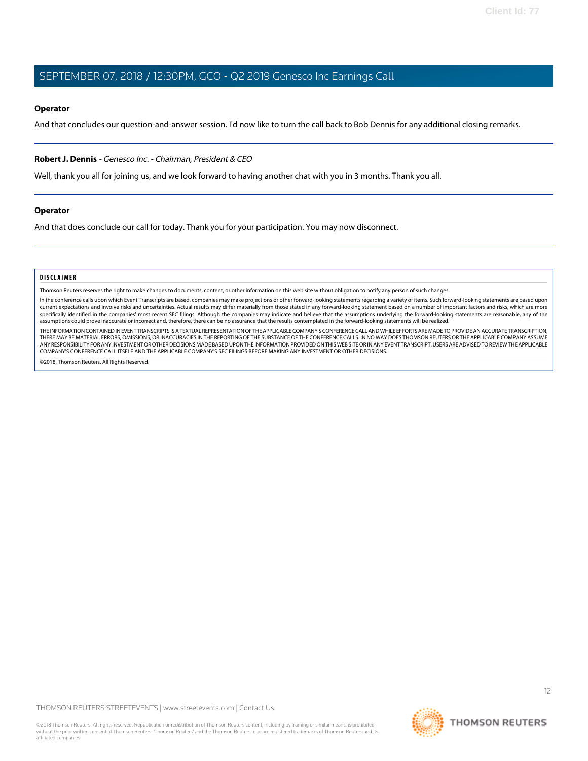**Operator**

And that concludes our question-and-answer session. I'd now like to turn the call back to Bob Dennis for any additional closing remarks.

---

**Robert J. Dennis** *- Genesco Inc. - Chairman, President & CEO*

Well, thank you all for joining us, and we look forward to having another chat with you in 3 months. Thank you all.

---

**Operator**

And that does conclude our call for today. Thank you for your participation. You may now disconnect.

---

**DISCLAIMER**

Thomson Reuters reserves the right to make changes to documents, content, or other information on this web site without obligation to notify any person of such changes.

In the conference calls upon which Event Transcripts are based, companies may make projections or other forward-looking statements regarding a variety of items. Such forward-looking statements are based upon current expectations and involve risks and uncertainties. Actual results may differ materially from those stated in any forward-looking statement based on a number of important factors and risks, which are more specifically identified in the companies' most recent SEC filings. Although the companies may indicate and believe that the assumptions underlying the forward-looking statements are reasonable, any of the assumptions could prove inaccurate or incorrect and, therefore, there can be no assurance that the results contemplated in the forward-looking statements will be realized.

THE INFORMATION CONTAINED IN EVENT TRANSCRIPTS IS A TEXTUAL REPRESENTATION OF THE APPLICABLE COMPANY'S CONFERENCE CALL AND WHILE EFFORTS ARE MADE TO PROVIDE AN ACCURATE TRANSCRIPTION, THERE MAY BE MATERIAL ERRORS, OMISSIONS, OR INACCURACIES IN THE REPORTING OF THE SUBSTANCE OF THE CONFERENCE CALLS. IN NO WAY DOES THOMSON REUTERS OR THE APPLICABLE COMPANY ASSUME ANY RESPONSIBILITY FOR ANY INVESTMENT OR OTHER DECISIONS MADE BASED UPON THE INFORMATION PROVIDED ON THIS WEB SITE OR IN ANY EVENT TRANSCRIPT. USERS ARE ADVISED TO REVIEW THE APPLICABLE COMPANY'S CONFERENCE CALL ITSELF AND THE APPLICABLE COMPANY'S SEC FILINGS BEFORE MAKING ANY INVESTMENT OR OTHER DECISIONS.

©2018, Thomson Reuters. All Rights Reserved.